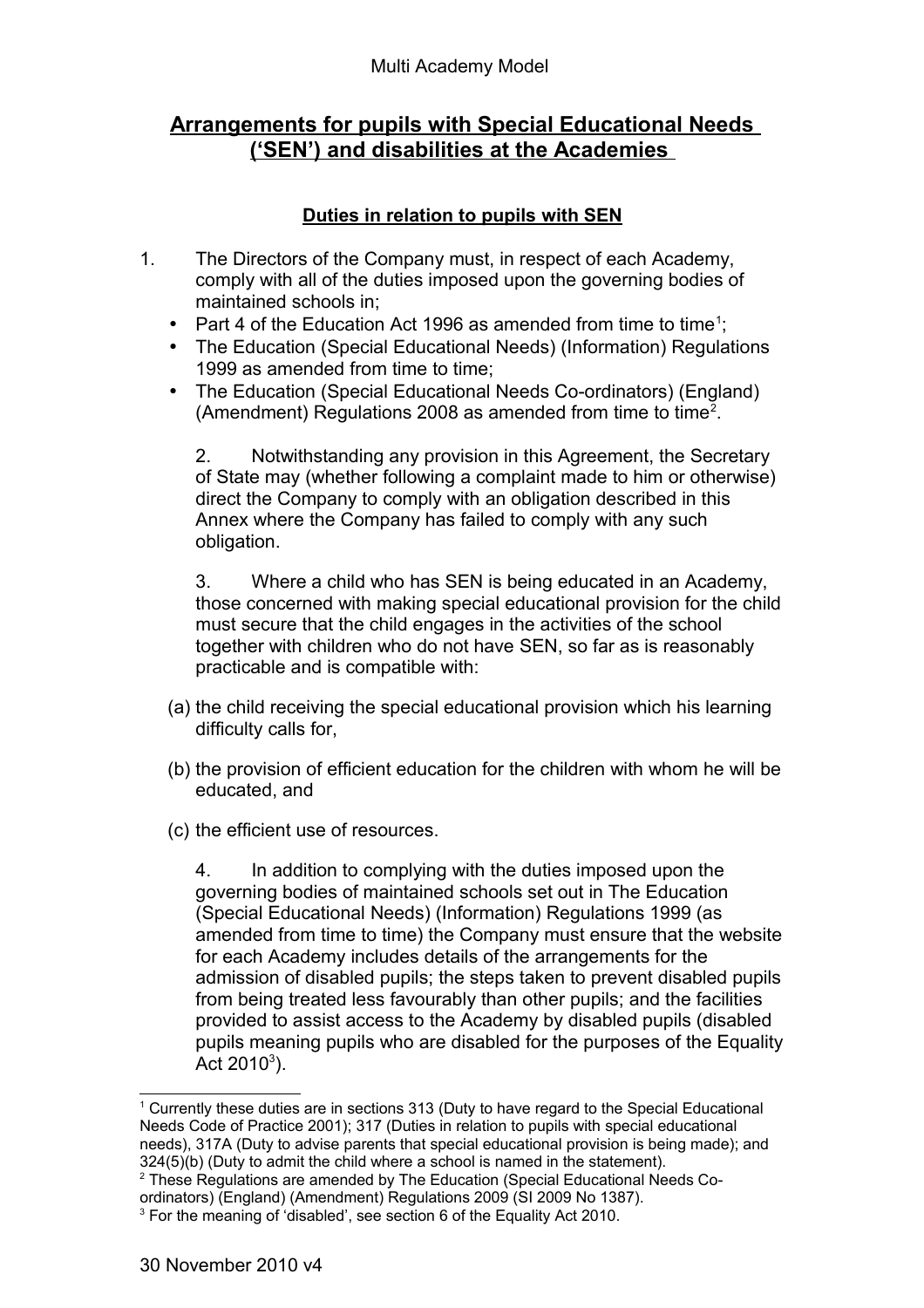## Arrangements for pupils with Special Educational Needs ('SEN') and disabilities at the Academies

### Duties in relation to pupils with SEN

1. The Directors of the Company must, in respect of each Academy, comply with all of the duties imposed upon the governing bodies of maintained schools in;
   - Part 4 of the Education Act 1996 as amended from time to time[1];
   - The Education (Special Educational Needs) (Information) Regulations 1999 as amended from time to time;
   - The Education (Special Educational Needs Co-ordinators) (England) (Amendment) Regulations 2008 as amended from time to time[2].

2. Notwithstanding any provision in this Agreement, the Secretary of State may (whether following a complaint made to him or otherwise) direct the Company to comply with an obligation described in this Annex where the Company has failed to comply with any such obligation.

3. Where a child who has SEN is being educated in an Academy, those concerned with making special educational provision for the child must secure that the child engages in the activities of the school together with children who do not have SEN, so far as is reasonably practicable and is compatible with:

   (a) the child receiving the special educational provision which his learning difficulty calls for,

   (b) the provision of efficient education for the children with whom he will be educated, and

   (c) the efficient use of resources.

4. In addition to complying with the duties imposed upon the governing bodies of maintained schools set out in The Education (Special Educational Needs) (Information) Regulations 1999 (as amended from time to time) the Company must ensure that the website for each Academy includes details of the arrangements for the admission of disabled pupils; the steps taken to prevent disabled pupils from being treated less favourably than other pupils; and the facilities provided to assist access to the Academy by disabled pupils (disabled pupils meaning pupils who are disabled for the purposes of the Equality Act 2010[3]).

---

[1] Currently these duties are in sections 313 (Duty to have regard to the Special Educational Needs Code of Practice 2001); 317 (Duties in relation to pupils with special educational needs), 317A (Duty to advise parents that special educational provision is being made); and 324(5)(b) (Duty to admit the child where a school is named in the statement).

[2] These Regulations are amended by The Education (Special Educational Needs Co-ordinators) (England) (Amendment) Regulations 2009 (SI 2009 No 1387).

[3] For the meaning of 'disabled', see section 6 of the Equality Act 2010.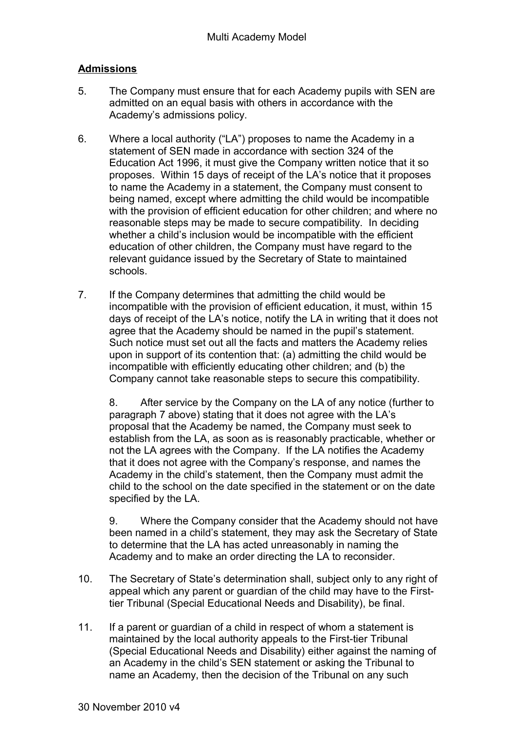## Admissions

5. The Company must ensure that for each Academy pupils with SEN are admitted on an equal basis with others in accordance with the Academy's admissions policy.

6. Where a local authority ("LA") proposes to name the Academy in a statement of SEN made in accordance with section 324 of the Education Act 1996, it must give the Company written notice that it so proposes. Within 15 days of receipt of the LA's notice that it proposes to name the Academy in a statement, the Company must consent to being named, except where admitting the child would be incompatible with the provision of efficient education for other children; and where no reasonable steps may be made to secure compatibility. In deciding whether a child's inclusion would be incompatible with the efficient education of other children, the Company must have regard to the relevant guidance issued by the Secretary of State to maintained schools.

7. If the Company determines that admitting the child would be incompatible with the provision of efficient education, it must, within 15 days of receipt of the LA's notice, notify the LA in writing that it does not agree that the Academy should be named in the pupil's statement. Such notice must set out all the facts and matters the Academy relies upon in support of its contention that: (a) admitting the child would be incompatible with efficiently educating other children; and (b) the Company cannot take reasonable steps to secure this compatibility.

8. After service by the Company on the LA of any notice (further to paragraph 7 above) stating that it does not agree with the LA's proposal that the Academy be named, the Company must seek to establish from the LA, as soon as is reasonably practicable, whether or not the LA agrees with the Company. If the LA notifies the Academy that it does not agree with the Company's response, and names the Academy in the child's statement, then the Company must admit the child to the school on the date specified in the statement or on the date specified by the LA.

9. Where the Company consider that the Academy should not have been named in a child's statement, they may ask the Secretary of State to determine that the LA has acted unreasonably in naming the Academy and to make an order directing the LA to reconsider.

10. The Secretary of State's determination shall, subject only to any right of appeal which any parent or guardian of the child may have to the First-tier Tribunal (Special Educational Needs and Disability), be final.

11. If a parent or guardian of a child in respect of whom a statement is maintained by the local authority appeals to the First-tier Tribunal (Special Educational Needs and Disability) either against the naming of an Academy in the child's SEN statement or asking the Tribunal to name an Academy, then the decision of the Tribunal on any such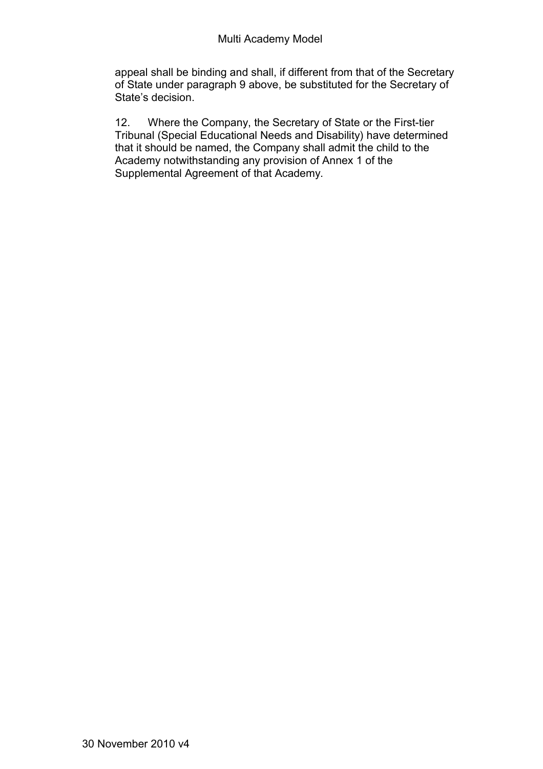appeal shall be binding and shall, if different from that of the Secretary of State under paragraph 9 above, be substituted for the Secretary of State's decision.

12. Where the Company, the Secretary of State or the First-tier Tribunal (Special Educational Needs and Disability) have determined that it should be named, the Company shall admit the child to the Academy notwithstanding any provision of Annex 1 of the Supplemental Agreement of that Academy.